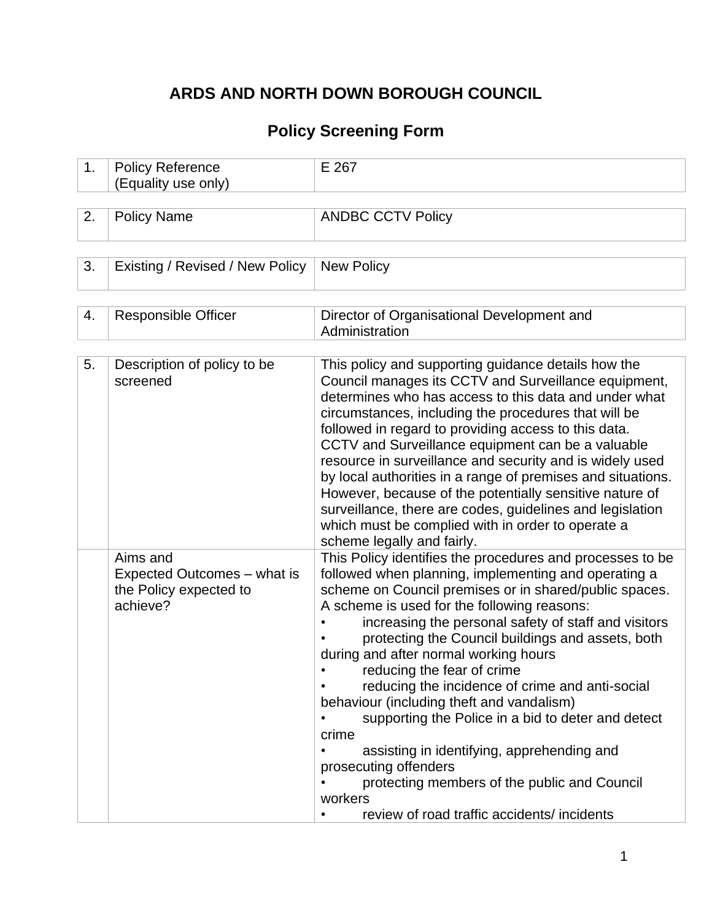# ARDS AND NORTH DOWN BOROUGH COUNCIL

## Policy Screening Form

| | | |
|---|---|---|
| 1. | Policy Reference (Equality use only) | E 267 |

| | | |
|---|---|---|
| 2. | Policy Name | ANDBC CCTV Policy |

| | | |
|---|---|---|
| 3. | Existing / Revised / New Policy | New Policy |

| | | |
|---|---|---|
| 4. | Responsible Officer | Director of Organisational Development and Administration |

| | | |
|---|---|---|
| 5. | Description of policy to be screened | This policy and supporting guidance details how the Council manages its CCTV and Surveillance equipment, determines who has access to this data and under what circumstances, including the procedures that will be followed in regard to providing access to this data. CCTV and Surveillance equipment can be a valuable resource in surveillance and security and is widely used by local authorities in a range of premises and situations. However, because of the potentially sensitive nature of surveillance, there are codes, guidelines and legislation which must be complied with in order to operate a scheme legally and fairly. |
| | Aims and Expected Outcomes – what is the Policy expected to achieve? | This Policy identifies the procedures and processes to be followed when planning, implementing and operating a scheme on Council premises or in shared/public spaces. A scheme is used for the following reasons:<br>• increasing the personal safety of staff and visitors<br>• protecting the Council buildings and assets, both during and after normal working hours<br>• reducing the fear of crime<br>• reducing the incidence of crime and anti-social behaviour (including theft and vandalism)<br>• supporting the Police in a bid to deter and detect crime<br>• assisting in identifying, apprehending and prosecuting offenders<br>• protecting members of the public and Council workers<br>• review of road traffic accidents/ incidents |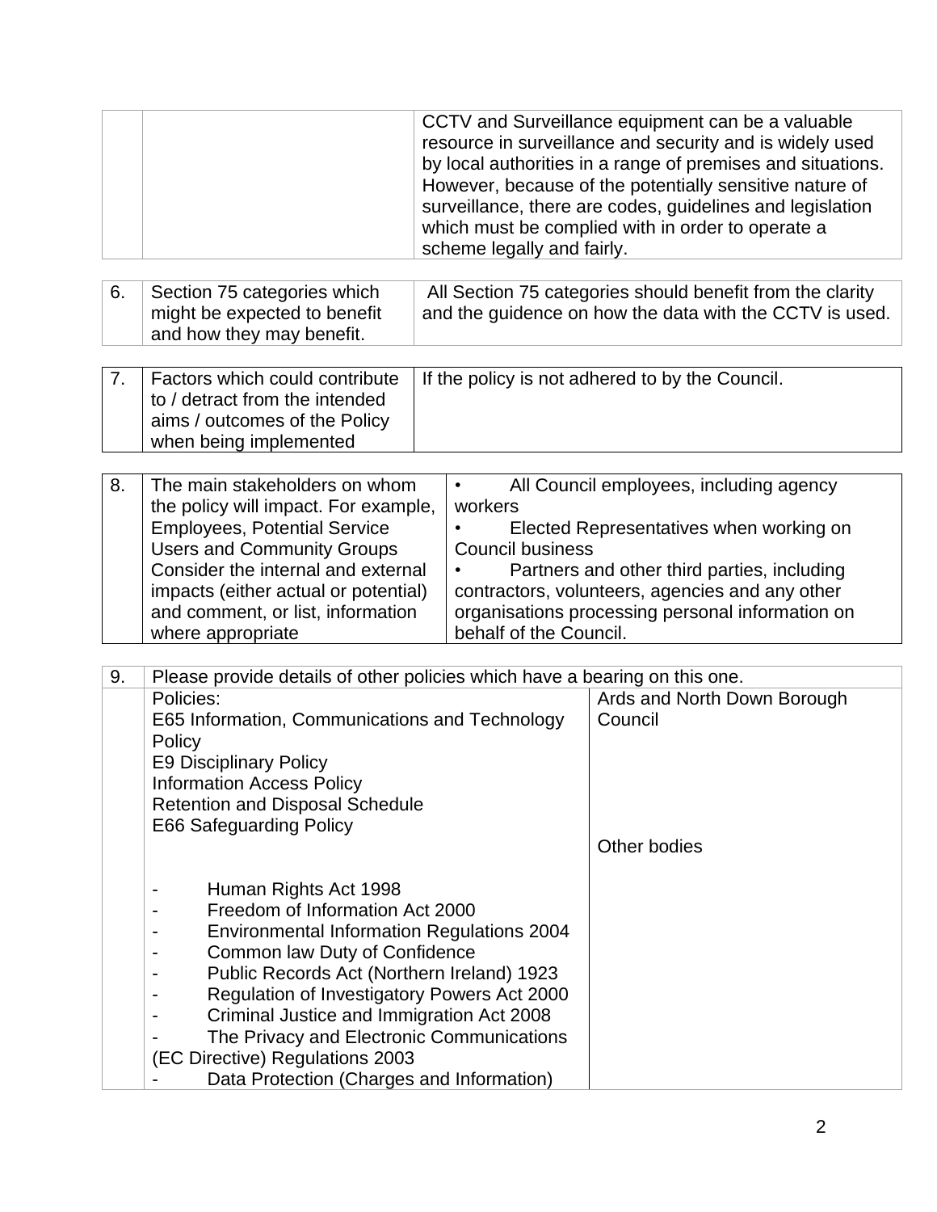| | | |
|---|---|---|
| | | CCTV and Surveillance equipment can be a valuable resource in surveillance and security and is widely used by local authorities in a range of premises and situations. However, because of the potentially sensitive nature of surveillance, there are codes, guidelines and legislation which must be complied with in order to operate a scheme legally and fairly. |

| | | |
|---|---|---|
| 6. | Section 75 categories which might be expected to benefit and how they may benefit. | All Section 75 categories should benefit from the clarity and the guidence on how the data with the CCTV is used. |

| | | |
|---|---|---|
| 7. | Factors which could contribute to / detract from the intended aims / outcomes of the Policy when being implemented | If the policy is not adhered to by the Council. |

| | | |
|---|---|---|
| 8. | The main stakeholders on whom the policy will impact. For example, Employees, Potential Service Users and Community Groups Consider the internal and external impacts (either actual or potential) and comment, or list, information where appropriate | • All Council employees, including agency workers<br>• Elected Representatives when working on Council business<br>• Partners and other third parties, including contractors, volunteers, agencies and any other organisations processing personal information on behalf of the Council. |

| | | |
|---|---|---|
| 9. | Please provide details of other policies which have a bearing on this one. | |
| | Policies:<br>E65 Information, Communications and Technology Policy<br>E9 Disciplinary Policy<br>Information Access Policy<br>Retention and Disposal Schedule<br>E66 Safeguarding Policy | Ards and North Down Borough Council |
| | - Human Rights Act 1998<br>- Freedom of Information Act 2000<br>- Environmental Information Regulations 2004<br>- Common law Duty of Confidence<br>- Public Records Act (Northern Ireland) 1923<br>- Regulation of Investigatory Powers Act 2000<br>- Criminal Justice and Immigration Act 2008<br>- The Privacy and Electronic Communications (EC Directive) Regulations 2003<br>- Data Protection (Charges and Information) | Other bodies |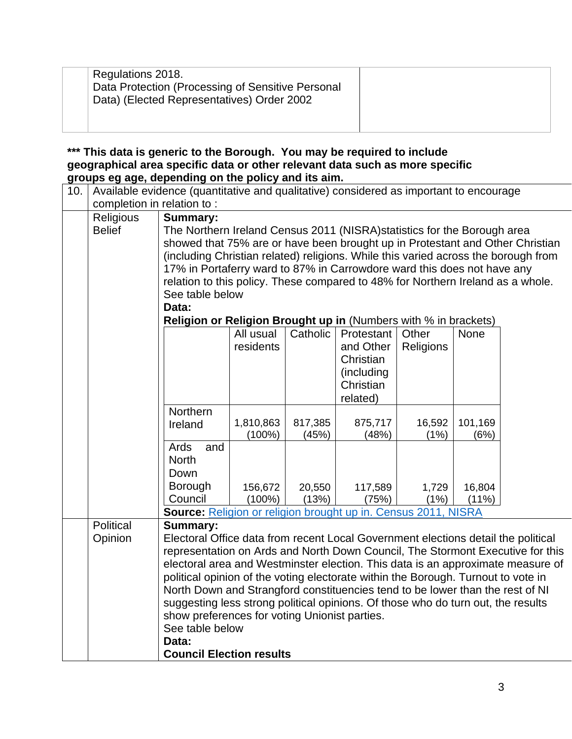| | Regulations 2018.<br>Data Protection (Processing of Sensitive Personal Data) (Elected Representatives) Order 2002 | |
|---|---|---|

**\*\*\* This data is generic to the Borough. You may be required to include geographical area specific data or other relevant data such as more specific groups eg age, depending on the policy and its aim.**

| 10. | Available evidence (quantitative and qualitative) considered as important to encourage completion in relation to : |
|---|---|

**Religious Belief**

**Summary:**
The Northern Ireland Census 2011 (NISRA)statistics for the Borough area showed that 75% are or have been brought up in Protestant and Other Christian (including Christian related) religions. While this varied across the borough from 17% in Portaferry ward to 87% in Carrowdore ward this does not have any relation to this policy. These compared to 48% for Northern Ireland as a whole. See table below

**Data:**

**Religion or Religion Brought up in** (Numbers with % in brackets)

| | All usual residents | Catholic | Protestant and Other Christian (including Christian related) | Other Religions | None |
|---|---|---|---|---|---|
| Northern Ireland | 1,810,863 (100%) | 817,385 (45%) | 875,717 (48%) | 16,592 (1%) | 101,169 (6%) |
| Ards and North Down Borough Council | 156,672 (100%) | 20,550 (13%) | 117,589 (75%) | 1,729 (1%) | 16,804 (11%) |

**Source:** [Religion or religion brought up in. Census 2011, NISRA]

**Political Opinion**

**Summary:**
Electoral Office data from recent Local Government elections detail the political representation on Ards and North Down Council, The Stormont Executive for this electoral area and Westminster election. This data is an approximate measure of political opinion of the voting electorate within the Borough. Turnout to vote in North Down and Strangford constituencies tend to be lower than the rest of NI suggesting less strong political opinions. Of those who do turn out, the results show preferences for voting Unionist parties.
See table below

**Data:**

**Council Election results**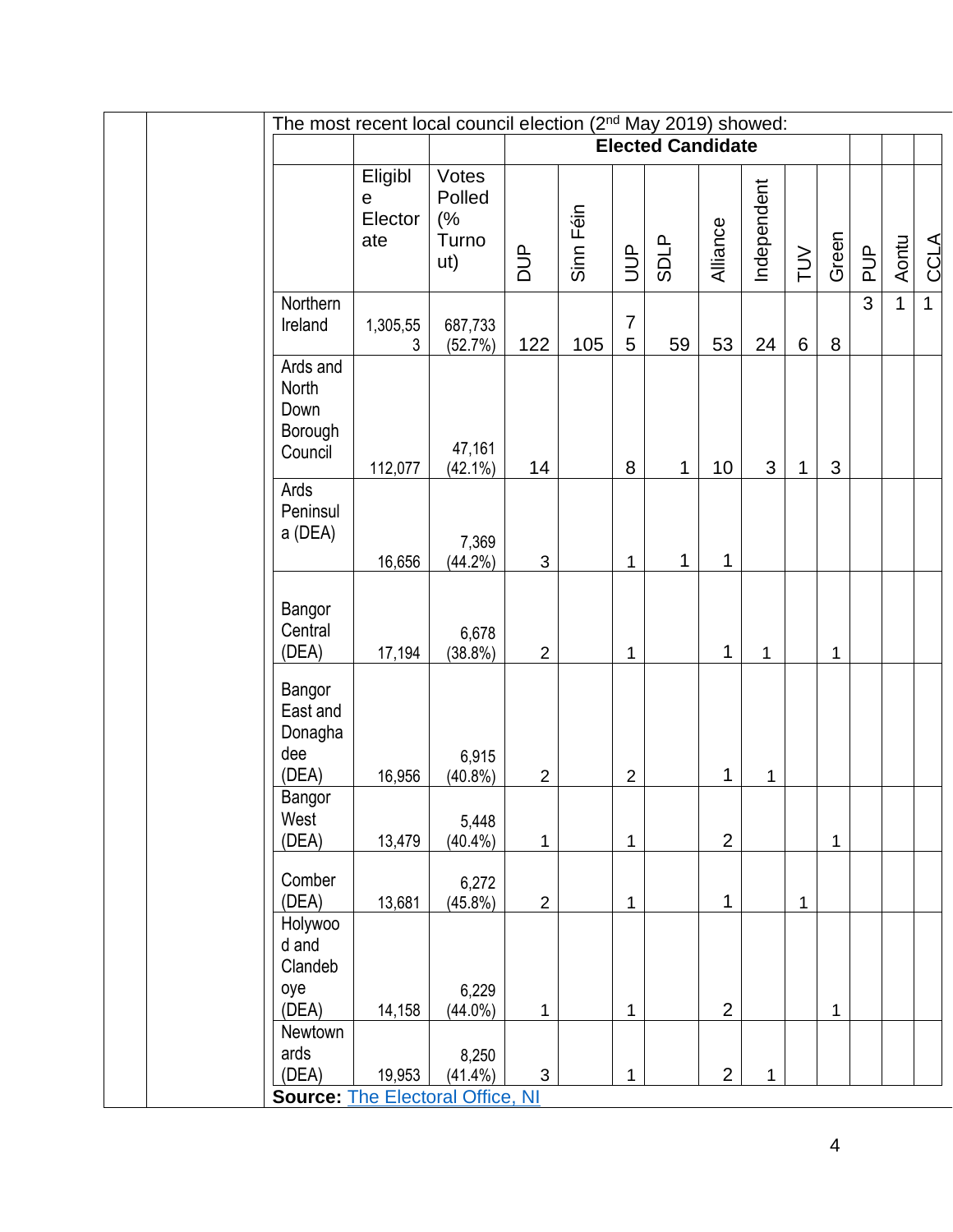The most recent local council election (2nd May 2019) showed:

| | | | Elected Candidate | | | | | | | | | | |
|---|---|---|---|---|---|---|---|---|---|---|---|---|---|
| | Eligible Electorate | Votes Polled (% Turnout) | DUP | Sinn Féin | UUP | SDLP | Alliance | Independent | TUV | Green | PUP | Aontu | CCLA |
| Northern Ireland | 1,305,553 | 687,733 (52.7%) | 122 | 105 | 75 | 59 | 53 | 24 | 6 | 8 | 3 | 1 | 1 |
| Ards and North Down Borough Council | 112,077 | 47,161 (42.1%) | 14 | | 8 | 1 | 10 | 3 | 1 | 3 | | | |
| Ards Peninsula (DEA) | 16,656 | 7,369 (44.2%) | 3 | | 1 | 1 | 1 | | | | | | |
| Bangor Central (DEA) | 17,194 | 6,678 (38.8%) | 2 | | 1 | | 1 | 1 | | 1 | | | |
| Bangor East and Donaghadee (DEA) | 16,956 | 6,915 (40.8%) | 2 | | 2 | | 1 | 1 | | | | | |
| Bangor West (DEA) | 13,479 | 5,448 (40.4%) | 1 | | 1 | | 2 | | | 1 | | | |
| Comber (DEA) | 13,681 | 6,272 (45.8%) | 2 | | 1 | | 1 | | 1 | | | | |
| Holywood and Clandeboye (DEA) | 14,158 | 6,229 (44.0%) | 1 | | 1 | | 2 | | | 1 | | | |
| Newtownards (DEA) | 19,953 | 8,250 (41.4%) | 3 | | 1 | | 2 | 1 | | | | | |

**Source:** The Electoral Office, NI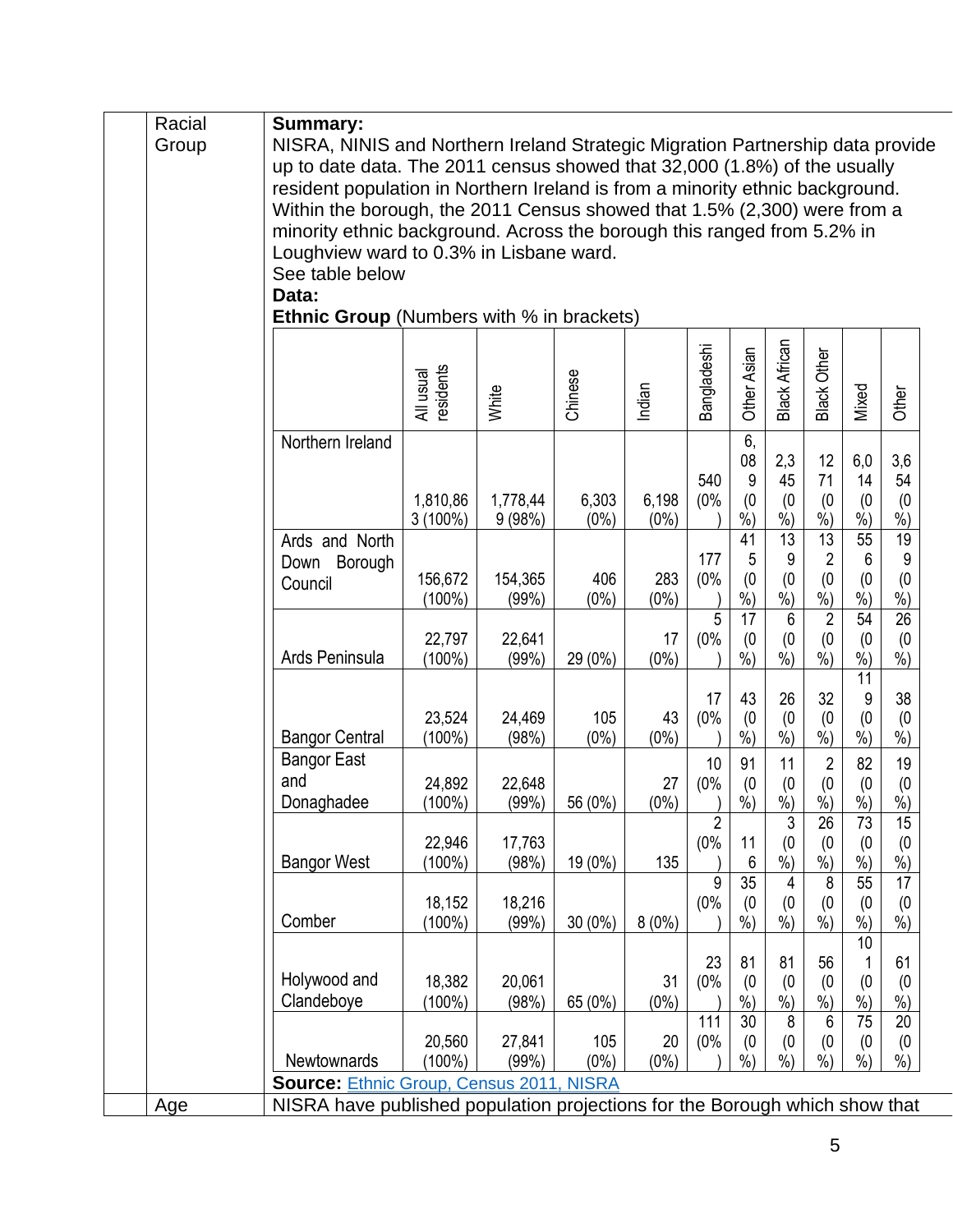**Racial Group**

**Summary:**
NISRA, NINIS and Northern Ireland Strategic Migration Partnership data provide up to date data. The 2011 census showed that 32,000 (1.8%) of the usually resident population in Northern Ireland is from a minority ethnic background. Within the borough, the 2011 Census showed that 1.5% (2,300) were from a minority ethnic background. Across the borough this ranged from 5.2% in Loughview ward to 0.3% in Lisbane ward.
See table below

**Data:**

**Ethnic Group** (Numbers with % in brackets)

| | All usual residents | White | Chinese | Indian | Bangladeshi | Other Asian | Black African | Black Other | Mixed | Other |
|---|---|---|---|---|---|---|---|---|---|---|
| Northern Ireland | 1,810,863 (100%) | 1,778,449 (98%) | 6,303 (0%) | 6,198 (0%) | 540 (0%) | 6,089 (0%) | 2,345 (0%) | 1271 (0%) | 6,014 (0%) | 3,654 (0%) |
| Ards and North Down Borough Council | 156,672 (100%) | 154,365 (99%) | 406 (0%) | 283 (0%) | 177 (0%) | 415 (0%) | 139 (0%) | 132 (0%) | 556 (0%) | 199 (0%) |
| Ards Peninsula | 22,797 (100%) | 22,641 (99%) | 29 (0%) | 17 (0%) | 5 (0%) | 17 (0%) | 6 (0%) | 2 (0%) | 54 (0%) | 26 (0%) |
| Bangor Central | 23,524 (100%) | 24,469 (98%) | 105 (0%) | 43 (0%) | 17 (0%) | 43 (0%) | 26 (0%) | 32 (0%) | 119 (0%) | 38 (0%) |
| Bangor East and Donaghadee | 24,892 (100%) | 22,648 (99%) | 56 (0%) | 27 (0%) | 10 (0%) | 91 (0%) | 11 (0%) | 2 (0%) | 82 (0%) | 19 (0%) |
| Bangor West | 22,946 (100%) | 17,763 (98%) | 19 (0%) | 135 | 2 (0%) | 116 | 3 (0%) | 26 (0%) | 73 (0%) | 15 (0%) |
| Comber | 18,152 (100%) | 18,216 (99%) | 30 (0%) | 8 (0%) | 9 (0%) | 35 (0%) | 4 (0%) | 8 (0%) | 55 (0%) | 17 (0%) |
| Holywood and Clandeboye | 18,382 (100%) | 20,061 (98%) | 65 (0%) | 31 (0%) | 23 (0%) | 81 (0%) | 81 (0%) | 56 (0%) | 101 (0%) | 61 (0%) |
| Newtownards | 20,560 (100%) | 27,841 (99%) | 105 (0%) | 20 (0%) | 111 (0%) | 30 (0%) | 8 (0%) | 6 (0%) | 75 (0%) | 20 (0%) |

**Source:** Ethnic Group, Census 2011, NISRA

**Age**

NISRA have published population projections for the Borough which show that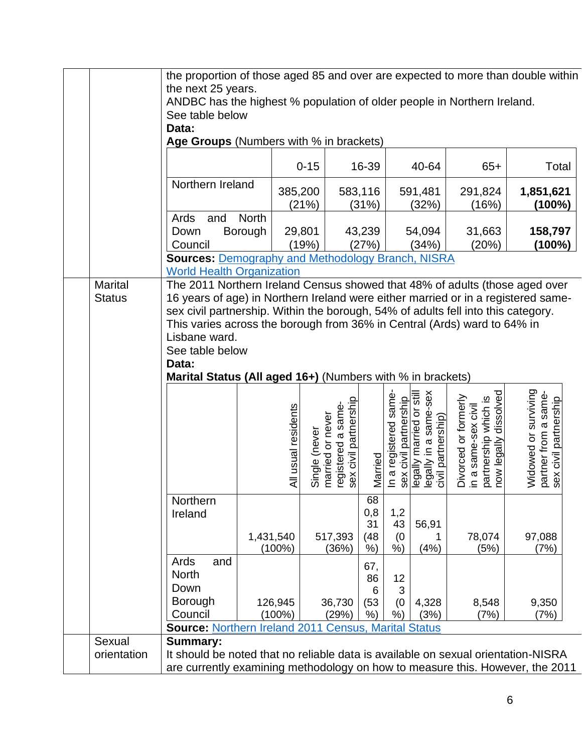| | | |
|---|---|---|
| | | the proportion of those aged 85 and over are expected to more than double within the next 25 years.<br>ANDBC has the highest % population of older people in Northern Ireland.<br>See table below<br>**Data:**<br>**Age Groups** (Numbers with % in brackets) |

| | 0-15 | 16-39 | 40-64 | 65+ | Total |
|---|---|---|---|---|---|
| Northern Ireland | 385,200 (21%) | 583,116 (31%) | 591,481 (32%) | 291,824 (16%) | **1,851,621 (100%)** |
| Ards and North Down Borough Council | 29,801 (19%) | 43,239 (27%) | 54,094 (34%) | 31,663 (20%) | **158,797 (100%)** |

**Sources:** [Demography and Methodology Branch, NISRA](Demography and Methodology Branch, NISRA)
[World Health Organization](World Health Organization)

**Marital Status**

The 2011 Northern Ireland Census showed that 48% of adults (those aged over 16 years of age) in Northern Ireland were either married or in a registered same-sex civil partnership. Within the borough, 54% of adults fell into this category. This varies across the borough from 36% in Central (Ards) ward to 64% in Lisbane ward.
See table below
**Data:**
**Marital Status (All aged 16+)** (Numbers with % in brackets)

| | All usual residents | Single (never married or never registered a same-sex civil partnership | Married | In a registered same-sex civil partnership | Separated (but still legally married or still legally in a same-sex civil partnership) | Divorced or formerly in a same-sex civil partnership which is now legally dissolved | Widowed or surviving partner from a same-sex civil partnership |
|---|---|---|---|---|---|---|---|
| Northern Ireland | 1,431,540 (100%) | 517,393 (36%) | 680,831 (48%) | 1,243 (0%) | 56,911 (4%) | 78,074 (5%) | 97,088 (7%) |
| Ards and North Down Borough Council | 126,945 (100%) | 36,730 (29%) | 67,866 (53%) | 123 (0%) | 4,328 (3%) | 8,548 (7%) | 9,350 (7%) |

**Source:** [Northern Ireland 2011 Census, Marital Status](Northern Ireland 2011 Census, Marital Status)

**Sexual orientation**

**Summary:**
It should be noted that no reliable data is available on sexual orientation-NISRA are currently examining methodology on how to measure this. However, the 2011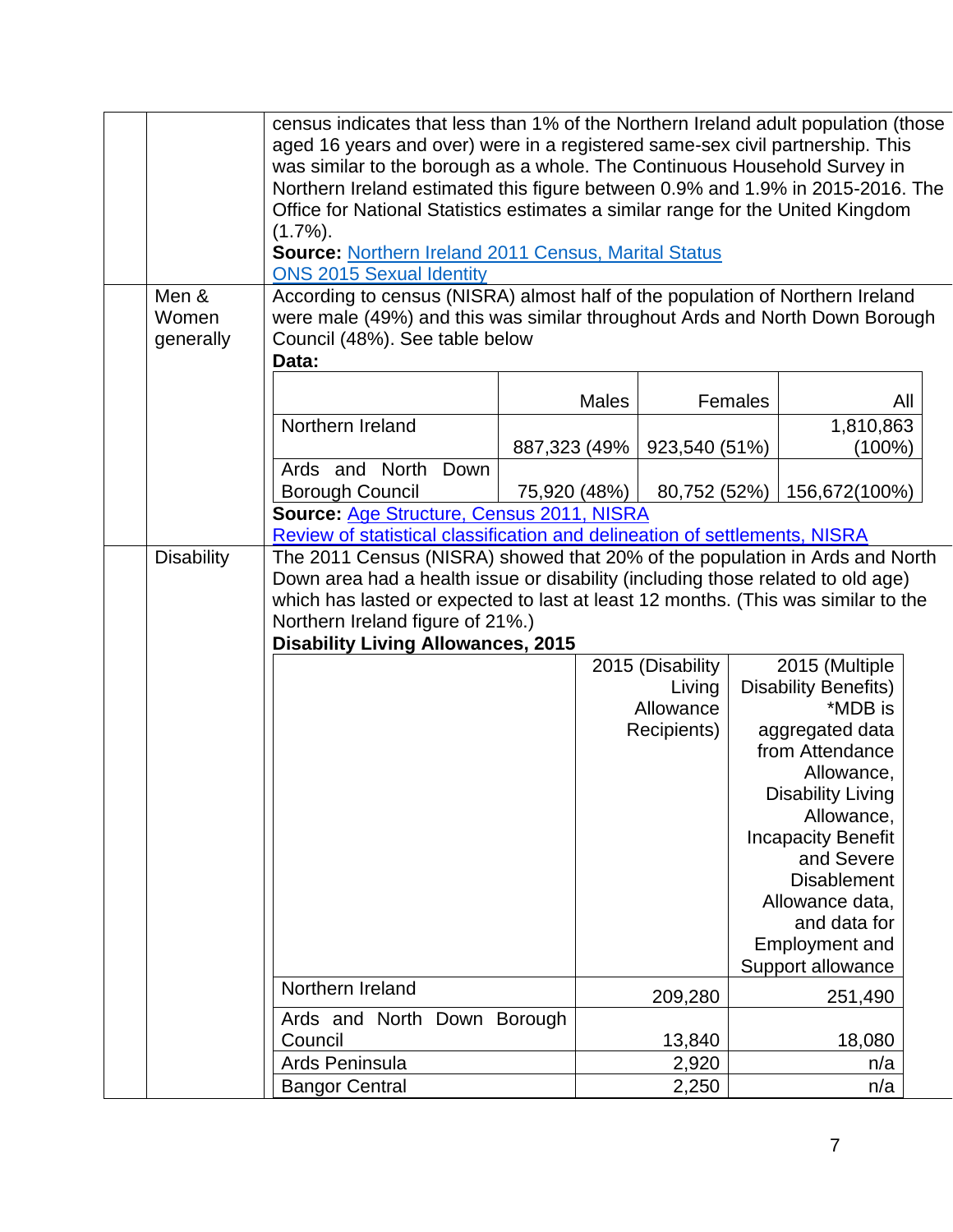| | | |
|---|---|---|
| | | census indicates that less than 1% of the Northern Ireland adult population (those aged 16 years and over) were in a registered same-sex civil partnership. This was similar to the borough as a whole. The Continuous Household Survey in Northern Ireland estimated this figure between 0.9% and 1.9% in 2015-2016. The Office for National Statistics estimates a similar range for the United Kingdom (1.7%).<br>**Source:** [Northern Ireland 2011 Census, Marital Status](#)<br>[ONS 2015 Sexual Identity](#) |
| | Men & Women generally | According to census (NISRA) almost half of the population of Northern Ireland were male (49%) and this was similar throughout Ards and North Down Borough Council (48%). See table below<br>**Data:** |
| | Disability | The 2011 Census (NISRA) showed that 20% of the population in Ards and North Down area had a health issue or disability (including those related to old age) which has lasted or expected to last at least 12 months. (This was similar to the Northern Ireland figure of 21%.)<br>**Disability Living Allowances, 2015** |

| | Males | Females | All |
|---|---|---|---|
| Northern Ireland | 887,323 (49% | 923,540 (51%) | 1,810,863 (100%) |
| Ards and North Down Borough Council | 75,920 (48%) | 80,752 (52%) | 156,672(100%) |

**Source:** [Age Structure, Census 2011, NISRA](#)
[Review of statistical classification and delineation of settlements, NISRA](#)

| | 2015 (Disability Living Allowance Recipients) | 2015 (Multiple Disability Benefits) *MDB is aggregated data from Attendance Allowance, Disability Living Allowance, Incapacity Benefit and Severe Disablement Allowance data, and data for Employment and Support allowance |
|---|---|---|
| Northern Ireland | 209,280 | 251,490 |
| Ards and North Down Borough Council | 13,840 | 18,080 |
| Ards Peninsula | 2,920 | n/a |
| Bangor Central | 2,250 | n/a |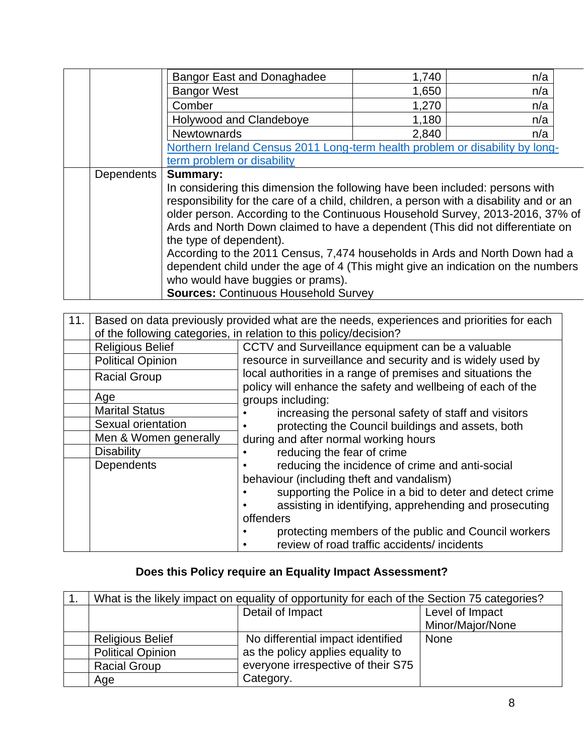| | | | | |
|---|---|---|---|---|
| | | Bangor East and Donaghadee | 1,740 | n/a |
| | | Bangor West | 1,650 | n/a |
| | | Comber | 1,270 | n/a |
| | | Holywood and Clandeboye | 1,180 | n/a |
| | | Newtownards | 2,840 | n/a |
| | | [Northern Ireland Census 2011 Long-term health problem or disability by long-term problem or disability]() | | |
| | Dependents | **Summary:**<br>In considering this dimension the following have been included: persons with responsibility for the care of a child, children, a person with a disability and or an older person. According to the Continuous Household Survey, 2013-2016, 37% of Ards and North Down claimed to have a dependent (This did not differentiate on the type of dependent).<br>According to the 2011 Census, 7,474 households in Ards and North Down had a dependent child under the age of 4 (This might give an indication on the numbers who would have buggies or prams).<br>**Sources:** Continuous Household Survey | | |

| 11. | Based on data previously provided what are the needs, experiences and priorities for each of the following categories, in relation to this policy/decision? | |
|---|---|---|
| | Religious Belief | CCTV and Surveillance equipment can be a valuable resource in surveillance and security and is widely used by local authorities in a range of premises and situations the policy will enhance the safety and wellbeing of each of the groups including:<br>• increasing the personal safety of staff and visitors<br>• protecting the Council buildings and assets, both during and after normal working hours<br>• reducing the fear of crime<br>• reducing the incidence of crime and anti-social behaviour (including theft and vandalism)<br>• supporting the Police in a bid to deter and detect crime<br>• assisting in identifying, apprehending and prosecuting offenders<br>• protecting members of the public and Council workers<br>• review of road traffic accidents/ incidents |
| | Political Opinion | |
| | Racial Group | |
| | Age | |
| | Marital Status | |
| | Sexual orientation | |
| | Men & Women generally | |
| | Disability | |
| | Dependents | |

**Does this Policy require an Equality Impact Assessment?**

| 1. | What is the likely impact on equality of opportunity for each of the Section 75 categories? | | |
|---|---|---|---|
| | | Detail of Impact | Level of Impact Minor/Major/None |
| | Religious Belief | No differential impact identified as the policy applies equality to everyone irrespective of their S75 Category. | None |
| | Political Opinion | | |
| | Racial Group | | |
| | Age | | |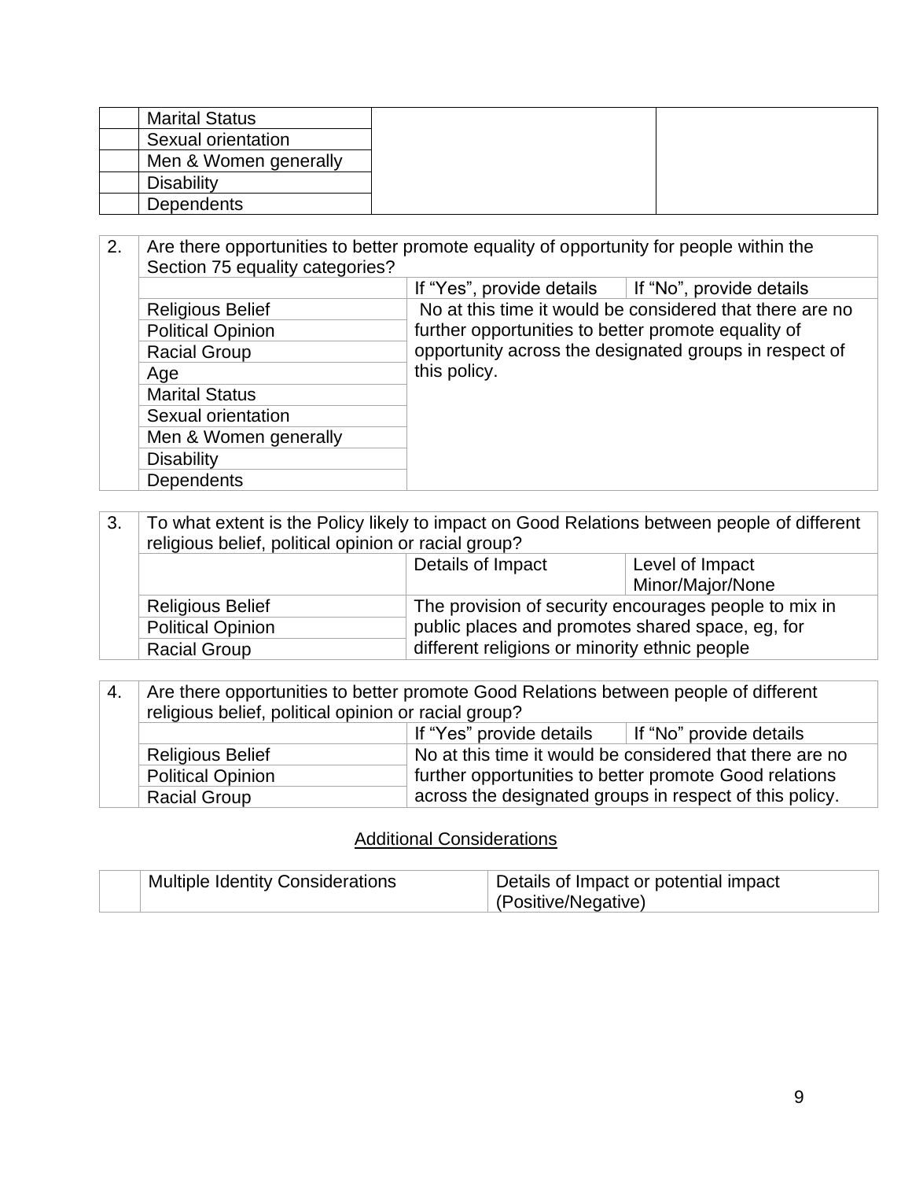| | | | |
|---|---|---|---|
| | Marital Status | | |
| | Sexual orientation | | |
| | Men & Women generally | | |
| | Disability | | |
| | Dependents | | |

| 2. | Are there opportunities to better promote equality of opportunity for people within the Section 75 equality categories? | | |
|---|---|---|---|
| | | If "Yes", provide details | If "No", provide details |
| | Religious Belief | No at this time it would be considered that there are no further opportunities to better promote equality of opportunity across the designated groups in respect of this policy. | |
| | Political Opinion | | |
| | Racial Group | | |
| | Age | | |
| | Marital Status | | |
| | Sexual orientation | | |
| | Men & Women generally | | |
| | Disability | | |
| | Dependents | | |

| 3. | To what extent is the Policy likely to impact on Good Relations between people of different religious belief, political opinion or racial group? | | |
|---|---|---|---|
| | | Details of Impact | Level of Impact Minor/Major/None |
| | Religious Belief | The provision of security encourages people to mix in public places and promotes shared space, eg, for different religions or minority ethnic people | |
| | Political Opinion | | |
| | Racial Group | | |

| 4. | Are there opportunities to better promote Good Relations between people of different religious belief, political opinion or racial group? | | |
|---|---|---|---|
| | | If "Yes" provide details | If "No" provide details |
| | Religious Belief | No at this time it would be considered that there are no further opportunities to better promote Good relations across the designated groups in respect of this policy. | |
| | Political Opinion | | |
| | Racial Group | | |

## Additional Considerations

| | Multiple Identity Considerations | Details of Impact or potential impact (Positive/Negative) |
|---|---|---|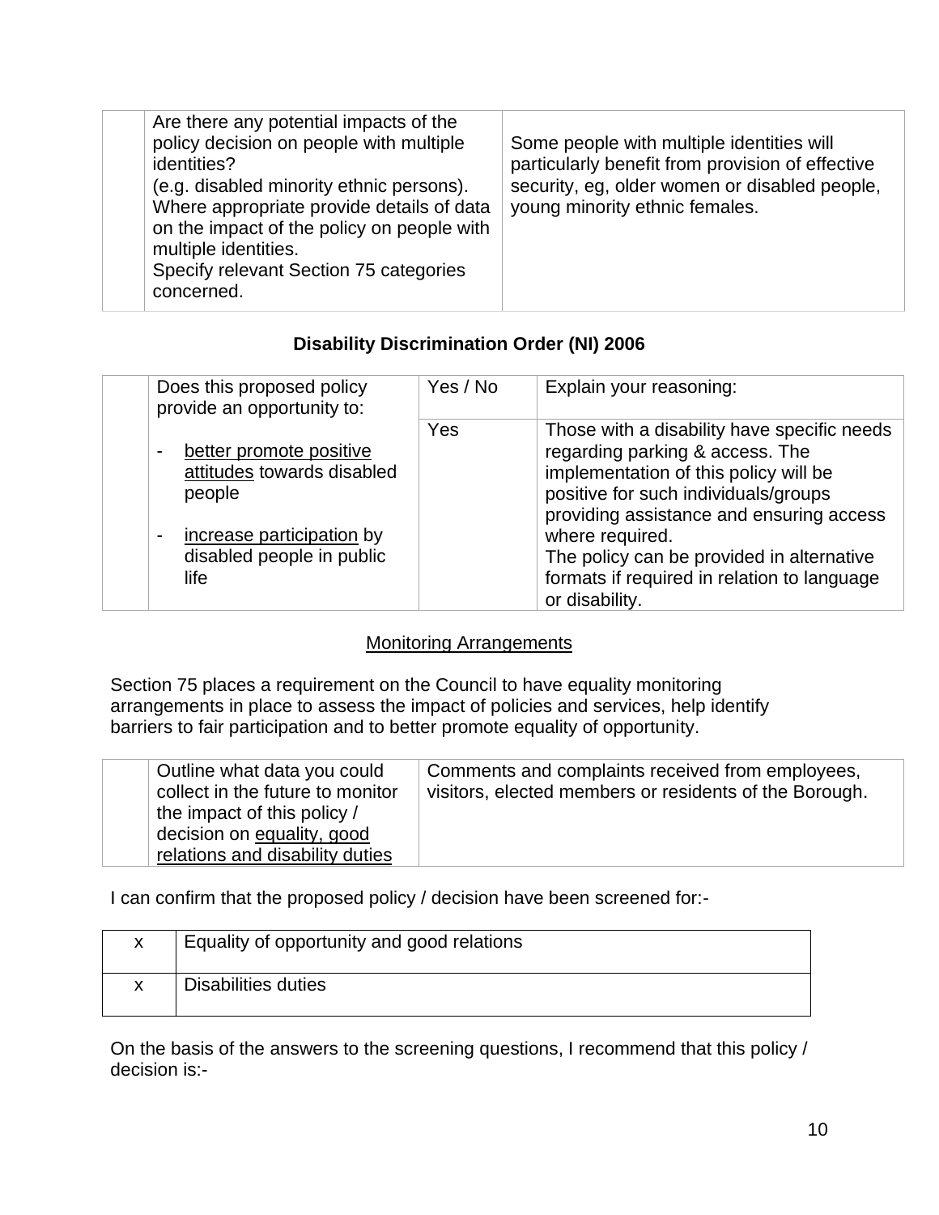| | Are there any potential impacts of the policy decision on people with multiple identities?<br>(e.g. disabled minority ethnic persons).<br>Where appropriate provide details of data on the impact of the policy on people with multiple identities.<br>Specify relevant Section 75 categories concerned. | Some people with multiple identities will particularly benefit from provision of effective security, eg, older women or disabled people, young minority ethnic females. |
|---|---|---|

**Disability Discrimination Order (NI) 2006**

| | Does this proposed policy provide an opportunity to:<br><br>- better promote positive attitudes towards disabled people<br><br>- increase participation by disabled people in public life | Yes / No | Explain your reasoning: |
|---|---|---|---|
| | | Yes | Those with a disability have specific needs regarding parking & access. The implementation of this policy will be positive for such individuals/groups providing assistance and ensuring access where required.<br>The policy can be provided in alternative formats if required in relation to language or disability. |

Monitoring Arrangements

Section 75 places a requirement on the Council to have equality monitoring arrangements in place to assess the impact of policies and services, help identify barriers to fair participation and to better promote equality of opportunity.

| | Outline what data you could collect in the future to monitor the impact of this policy / decision on equality, good relations and disability duties | Comments and complaints received from employees, visitors, elected members or residents of the Borough. |
|---|---|---|

I can confirm that the proposed policy / decision have been screened for:-

| | |
|---|---|
| x | Equality of opportunity and good relations |
| x | Disabilities duties |

On the basis of the answers to the screening questions, I recommend that this policy / decision is:-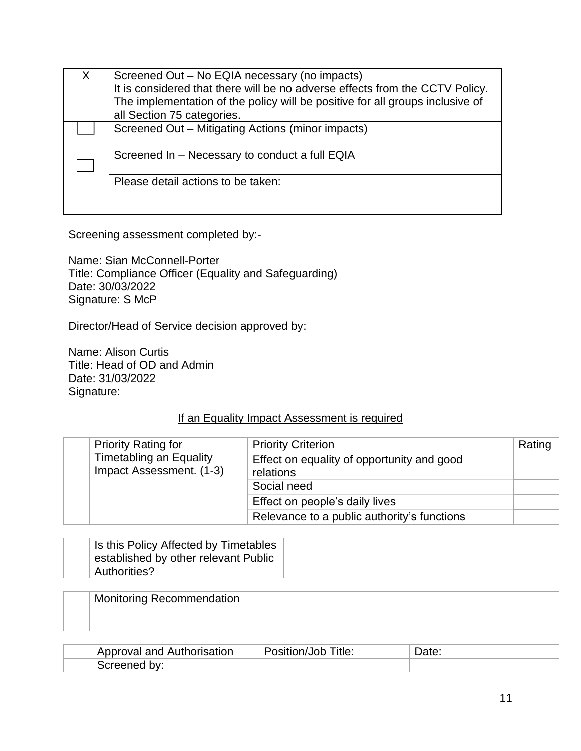| X | Screened Out – No EQIA necessary (no impacts)<br>It is considered that there will be no adverse effects from the CCTV Policy. The implementation of the policy will be positive for all groups inclusive of all Section 75 categories. |
|---|---|
| ☐ | Screened Out – Mitigating Actions (minor impacts) |
| ☐ | Screened In – Necessary to conduct a full EQIA |
| | Please detail actions to be taken: |

Screening assessment completed by:-

Name: Sian McConnell-Porter
Title: Compliance Officer (Equality and Safeguarding)
Date: 30/03/2022
Signature: S McP

Director/Head of Service decision approved by:

Name: Alison Curtis
Title: Head of OD and Admin
Date: 31/03/2022
Signature:

<u>If an Equality Impact Assessment is required</u>

| | Priority Rating for Timetabling an Equality Impact Assessment. (1-3) | Priority Criterion | Rating |
|---|---|---|---|
| | | Effect on equality of opportunity and good relations | |
| | | Social need | |
| | | Effect on people's daily lives | |
| | | Relevance to a public authority's functions | |

| | Is this Policy Affected by Timetables established by other relevant Public Authorities? | |
|---|---|---|

| | Monitoring Recommendation | |
|---|---|---|

| | Approval and Authorisation | Position/Job Title: | Date: |
|---|---|---|---|
| | Screened by: | | |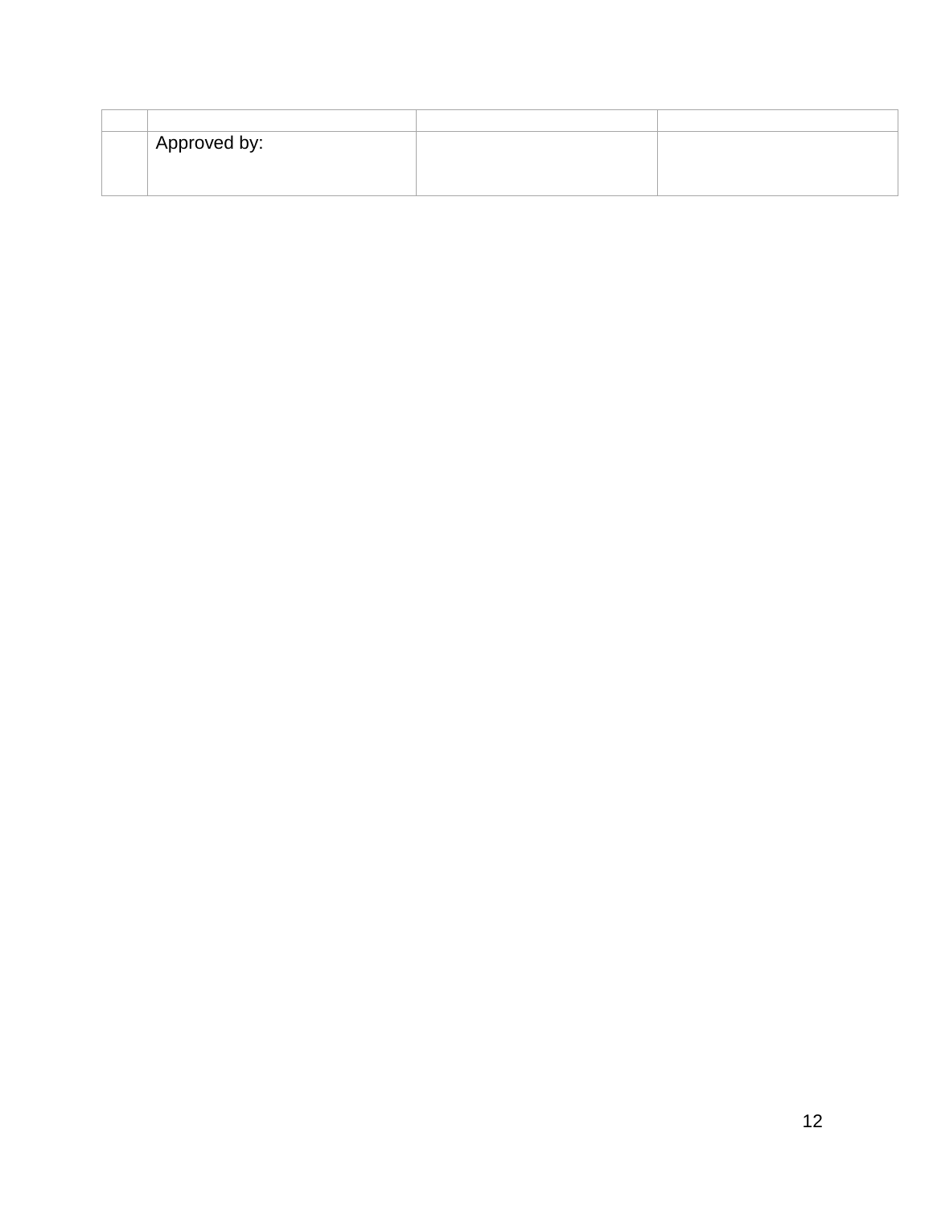| | | | |
|---|---|---|---|
| | | | |
| | Approved by: | | |